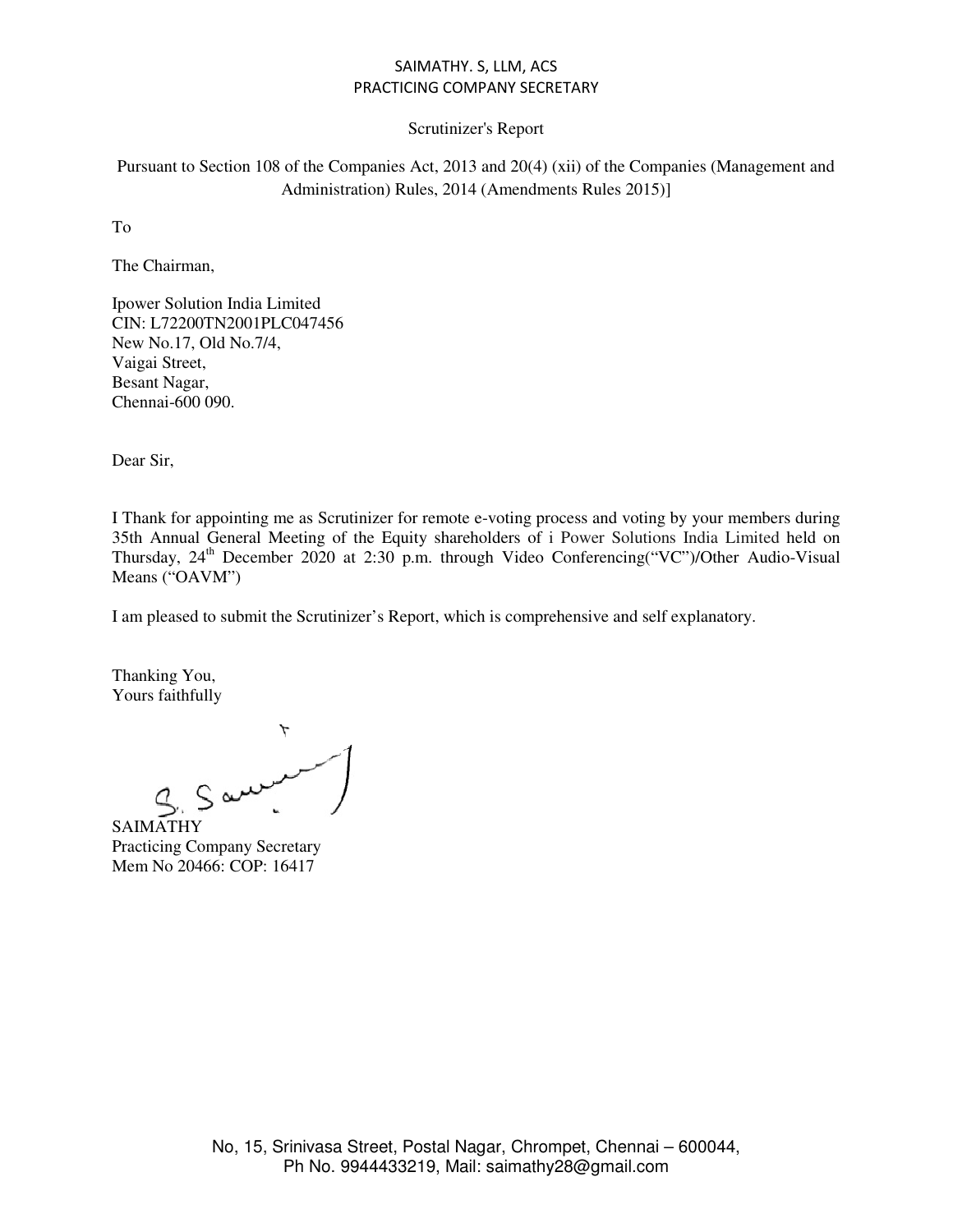SAIMATHY. S, LLM, ACS
PRACTICING COMPANY SECRETARY

Scrutinizer's Report

Pursuant to Section 108 of the Companies Act, 2013 and 20(4) (xii) of the Companies (Management and Administration) Rules, 2014 (Amendments Rules 2015)]

To

The Chairman,

Ipower Solution India Limited
CIN: L72200TN2001PLC047456
New No.17, Old No.7/4,
Vaigai Street,
Besant Nagar,
Chennai-600 090.

Dear Sir,

I Thank for appointing me as Scrutinizer for remote e-voting process and voting by your members during 35th Annual General Meeting of the Equity shareholders of i Power Solutions India Limited held on Thursday, 24th December 2020 at 2:30 p.m. through Video Conferencing("VC")/Other Audio-Visual Means ("OAVM")

I am pleased to submit the Scrutinizer's Report, which is comprehensive and self explanatory.

Thanking You,
Yours faithfully

SAIMATHY
Practicing Company Secretary
Mem No 20466: COP: 16417

No, 15, Srinivasa Street, Postal Nagar, Chrompet, Chennai – 600044,
Ph No. 9944433219, Mail: saimathy28@gmail.com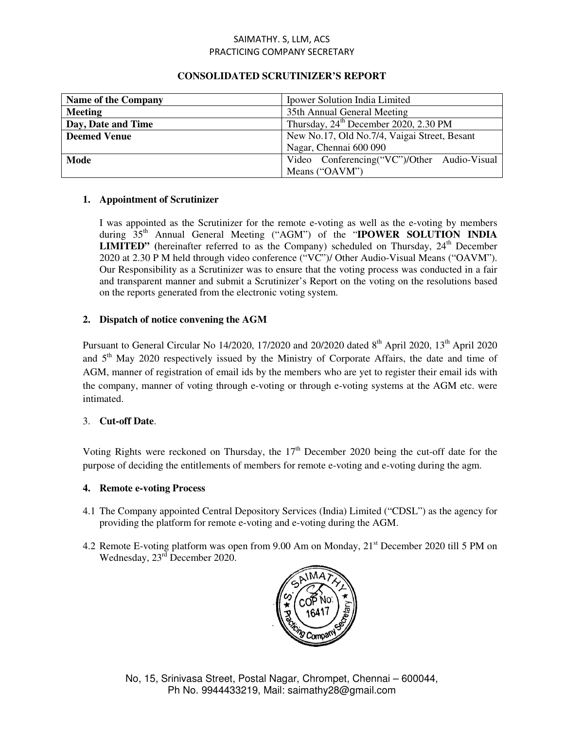SAIMATHY. S, LLM, ACS
PRACTICING COMPANY SECRETARY

## CONSOLIDATED SCRUTINIZER'S REPORT

| **Name of the Company** | Ipower Solution India Limited |
|---|---|
| **Meeting** | 35th Annual General Meeting |
| **Day, Date and Time** | Thursday, 24th December 2020, 2.30 PM |
| **Deemed Venue** | New No.17, Old No.7/4, Vaigai Street, Besant Nagar, Chennai 600 090 |
| **Mode** | Video Conferencing("VC")/Other Audio-Visual Means ("OAVM") |

### 1. Appointment of Scrutinizer

I was appointed as the Scrutinizer for the remote e-voting as well as the e-voting by members during 35th Annual General Meeting ("AGM") of the "**IPOWER SOLUTION INDIA LIMITED"** (hereinafter referred to as the Company) scheduled on Thursday, 24th December 2020 at 2.30 P M held through video conference ("VC")/ Other Audio-Visual Means ("OAVM"). Our Responsibility as a Scrutinizer was to ensure that the voting process was conducted in a fair and transparent manner and submit a Scrutinizer's Report on the voting on the resolutions based on the reports generated from the electronic voting system.

### 2. Dispatch of notice convening the AGM

Pursuant to General Circular No 14/2020, 17/2020 and 20/2020 dated 8th April 2020, 13th April 2020 and 5th May 2020 respectively issued by the Ministry of Corporate Affairs, the date and time of AGM, manner of registration of email ids by the members who are yet to register their email ids with the company, manner of voting through e-voting or through e-voting systems at the AGM etc. were intimated.

### 3. Cut-off Date.

Voting Rights were reckoned on Thursday, the 17th December 2020 being the cut-off date for the purpose of deciding the entitlements of members for remote e-voting and e-voting during the agm.

### 4. Remote e-voting Process

4.1 The Company appointed Central Depository Services (India) Limited ("CDSL") as the agency for providing the platform for remote e-voting and e-voting during the AGM.

4.2 Remote E-voting platform was open from 9.00 Am on Monday, 21st December 2020 till 5 PM on Wednesday, 23rd December 2020.

No, 15, Srinivasa Street, Postal Nagar, Chrompet, Chennai – 600044,
Ph No. 9944433219, Mail: saimathy28@gmail.com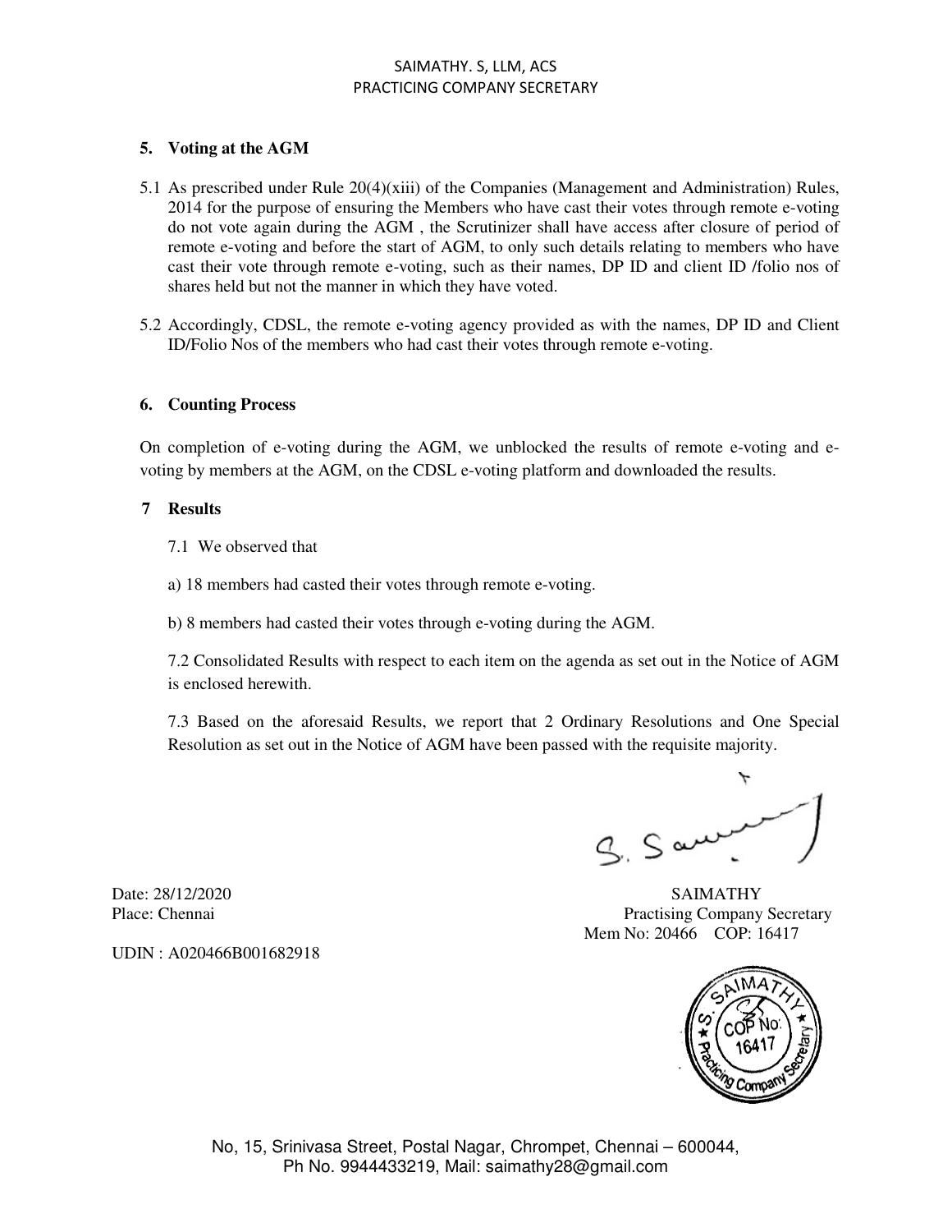### 5. Voting at the AGM

5.1 As prescribed under Rule 20(4)(xiii) of the Companies (Management and Administration) Rules, 2014 for the purpose of ensuring the Members who have cast their votes through remote e-voting do not vote again during the AGM , the Scrutinizer shall have access after closure of period of remote e-voting and before the start of AGM, to only such details relating to members who have cast their vote through remote e-voting, such as their names, DP ID and client ID /folio nos of shares held but not the manner in which they have voted.

5.2 Accordingly, CDSL, the remote e-voting agency provided as with the names, DP ID and Client ID/Folio Nos of the members who had cast their votes through remote e-voting.

### 6. Counting Process

On completion of e-voting during the AGM, we unblocked the results of remote e-voting and e-voting by members at the AGM, on the CDSL e-voting platform and downloaded the results.

### 7 Results

7.1 We observed that

a) 18 members had casted their votes through remote e-voting.

b) 8 members had casted their votes through e-voting during the AGM.

7.2 Consolidated Results with respect to each item on the agenda as set out in the Notice of AGM is enclosed herewith.

7.3 Based on the aforesaid Results, we report that 2 Ordinary Resolutions and One Special Resolution as set out in the Notice of AGM have been passed with the requisite majority.

S. Saimathy

Date: 28/12/2020
Place: Chennai

UDIN : A020466B001682918

SAIMATHY
Practising Company Secretary
Mem No: 20466 COP: 16417

S. SAIMATHY Practicing Company Secretary COP No: 16417

No, 15, Srinivasa Street, Postal Nagar, Chrompet, Chennai – 600044,
Ph No. 9944433219, Mail: saimathy28@gmail.com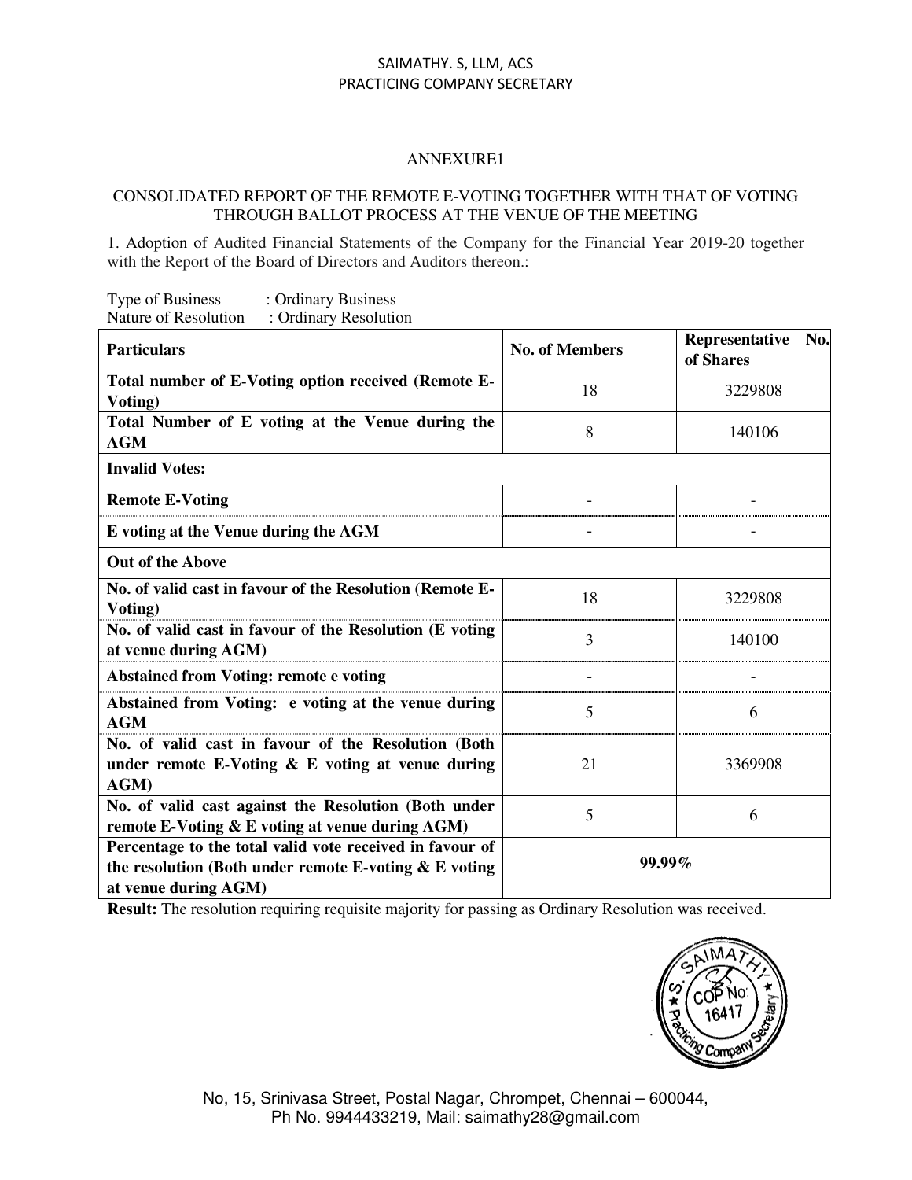SAIMATHY. S, LLM, ACS
PRACTICING COMPANY SECRETARY

ANNEXURE1

CONSOLIDATED REPORT OF THE REMOTE E-VOTING TOGETHER WITH THAT OF VOTING THROUGH BALLOT PROCESS AT THE VENUE OF THE MEETING

1. Adoption of Audited Financial Statements of the Company for the Financial Year 2019-20 together with the Report of the Board of Directors and Auditors thereon.:

Type of Business : Ordinary Business
Nature of Resolution : Ordinary Resolution

| Particulars | No. of Members | Representative No. of Shares |
|---|---|---|
| **Total number of E-Voting option received (Remote E-Voting)** | 18 | 3229808 |
| **Total Number of E voting at the Venue during the AGM** | 8 | 140106 |
| **Invalid Votes:** | | |
| **Remote E-Voting** | - | - |
| **E voting at the Venue during the AGM** | - | - |
| **Out of the Above** | | |
| **No. of valid cast in favour of the Resolution (Remote E-Voting)** | 18 | 3229808 |
| **No. of valid cast in favour of the Resolution (E voting at venue during AGM)** | 3 | 140100 |
| **Abstained from Voting: remote e voting** | - | - |
| **Abstained from Voting: e voting at the venue during AGM** | 5 | 6 |
| **No. of valid cast in favour of the Resolution (Both under remote E-Voting & E voting at venue during AGM)** | 21 | 3369908 |
| **No. of valid cast against the Resolution (Both under remote E-Voting & E voting at venue during AGM)** | 5 | 6 |
| **Percentage to the total valid vote received in favour of the resolution (Both under remote E-voting & E voting at venue during AGM)** | **99.99%** | |

**Result:** The resolution requiring requisite majority for passing as Ordinary Resolution was received.

No, 15, Srinivasa Street, Postal Nagar, Chrompet, Chennai – 600044,
Ph No. 9944433219, Mail: saimathy28@gmail.com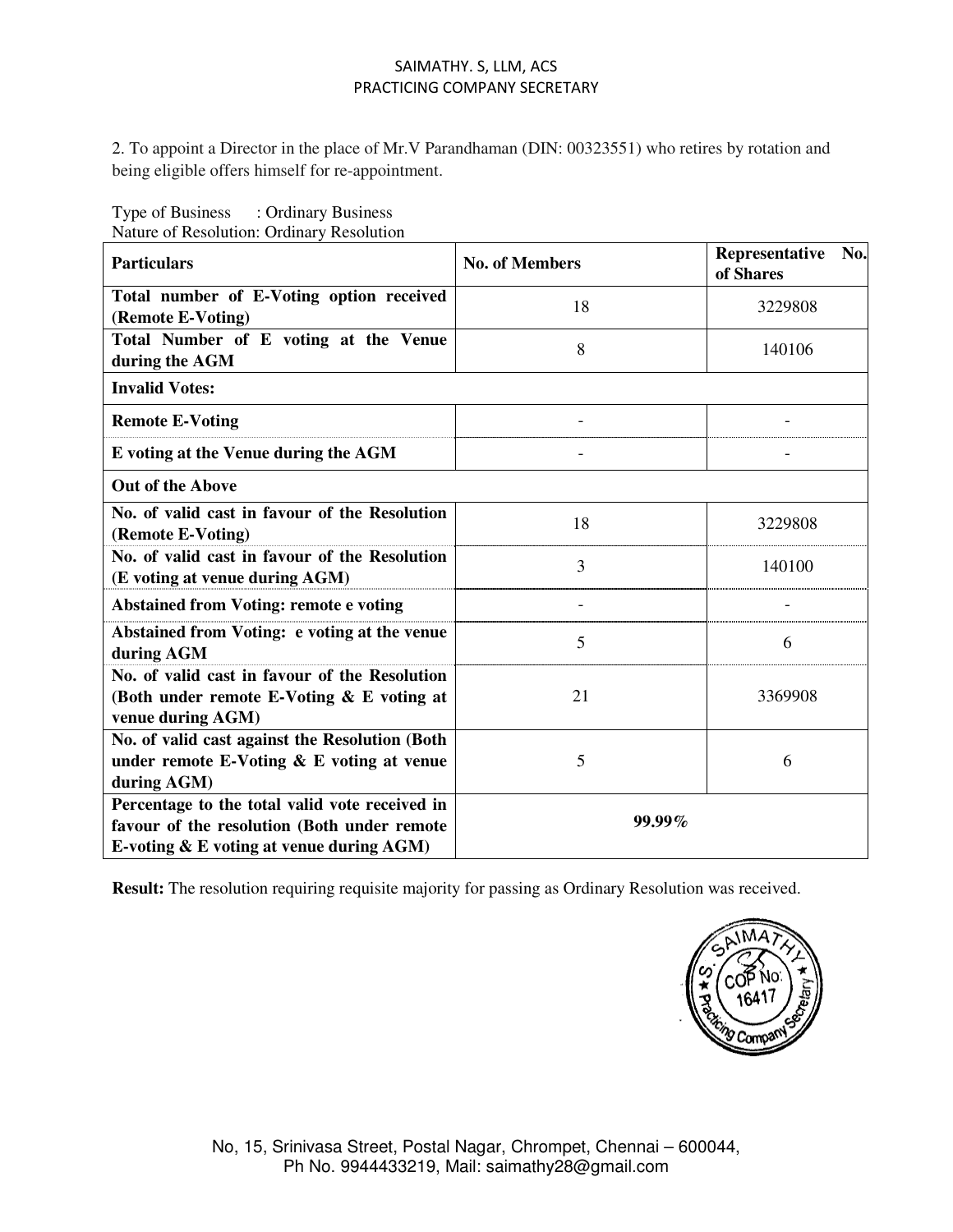2. To appoint a Director in the place of Mr.V Parandhaman (DIN: 00323551) who retires by rotation and being eligible offers himself for re-appointment.

Type of Business : Ordinary Business
Nature of Resolution: Ordinary Resolution

| Particulars | No. of Members | Representative No. of Shares |
|---|---|---|
| **Total number of E-Voting option received (Remote E-Voting)** | 18 | 3229808 |
| **Total Number of E voting at the Venue during the AGM** | 8 | 140106 |
| **Invalid Votes:** | | |
| **Remote E-Voting** | - | - |
| **E voting at the Venue during the AGM** | - | - |
| **Out of the Above** | | |
| **No. of valid cast in favour of the Resolution (Remote E-Voting)** | 18 | 3229808 |
| **No. of valid cast in favour of the Resolution (E voting at venue during AGM)** | 3 | 140100 |
| **Abstained from Voting: remote e voting** | - | - |
| **Abstained from Voting: e voting at the venue during AGM** | 5 | 6 |
| **No. of valid cast in favour of the Resolution (Both under remote E-Voting & E voting at venue during AGM)** | 21 | 3369908 |
| **No. of valid cast against the Resolution (Both under remote E-Voting & E voting at venue during AGM)** | 5 | 6 |
| **Percentage to the total valid vote received in favour of the resolution (Both under remote E-voting & E voting at venue during AGM)** | **99.99%** | |

**Result:** The resolution requiring requisite majority for passing as Ordinary Resolution was received.

S. SAIMATHY
COP No: 16417
Practicing Company Secretary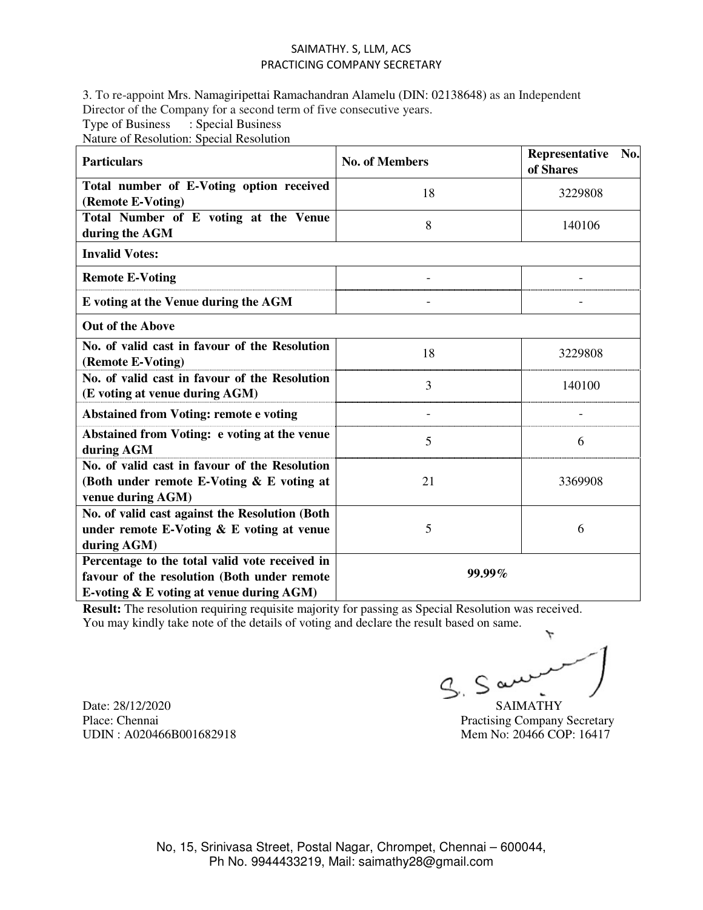3. To re-appoint Mrs. Namagiripettai Ramachandran Alamelu (DIN: 02138648) as an Independent Director of the Company for a second term of five consecutive years.

Type of Business : Special Business

Nature of Resolution: Special Resolution

| Particulars | No. of Members | Representative No. of Shares |
|---|---|---|
| **Total number of E-Voting option received (Remote E-Voting)** | 18 | 3229808 |
| **Total Number of E voting at the Venue during the AGM** | 8 | 140106 |
| **Invalid Votes:** | | |
| **Remote E-Voting** | - | - |
| **E voting at the Venue during the AGM** | - | - |
| **Out of the Above** | | |
| **No. of valid cast in favour of the Resolution (Remote E-Voting)** | 18 | 3229808 |
| **No. of valid cast in favour of the Resolution (E voting at venue during AGM)** | 3 | 140100 |
| **Abstained from Voting: remote e voting** | - | - |
| **Abstained from Voting: e voting at the venue during AGM** | 5 | 6 |
| **No. of valid cast in favour of the Resolution (Both under remote E-Voting & E voting at venue during AGM)** | 21 | 3369908 |
| **No. of valid cast against the Resolution (Both under remote E-Voting & E voting at venue during AGM)** | 5 | 6 |
| **Percentage to the total valid vote received in favour of the resolution (Both under remote E-voting & E voting at venue during AGM)** | **99.99%** | |

**Result:** The resolution requiring requisite majority for passing as Special Resolution was received.

You may kindly take note of the details of voting and declare the result based on same.

Date: 28/12/2020

Place: Chennai

UDIN : A020466B001682918

SAIMATHY

Practising Company Secretary

Mem No: 20466 COP: 16417